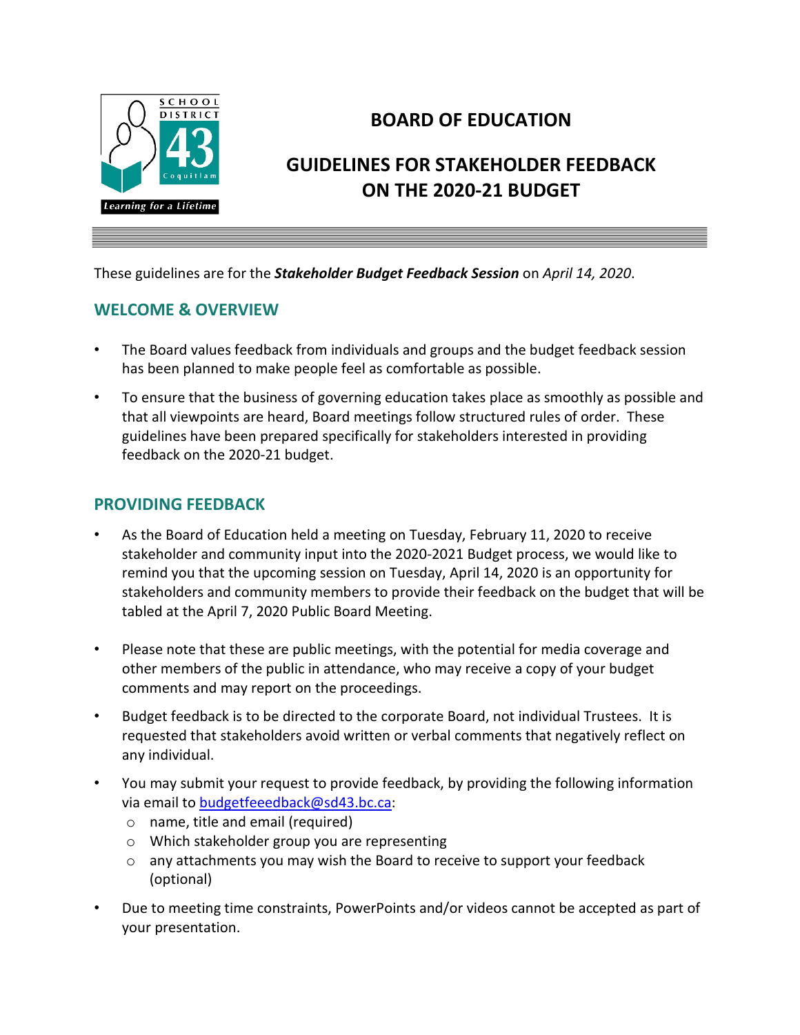# BOARD OF EDUCATION

# GUIDELINES FOR STAKEHOLDER FEEDBACK ON THE 2020-21 BUDGET

These guidelines are for the ***Stakeholder Budget Feedback Session*** on *April 14, 2020*.

## WELCOME & OVERVIEW

- The Board values feedback from individuals and groups and the budget feedback session has been planned to make people feel as comfortable as possible.
- To ensure that the business of governing education takes place as smoothly as possible and that all viewpoints are heard, Board meetings follow structured rules of order. These guidelines have been prepared specifically for stakeholders interested in providing feedback on the 2020-21 budget.

## PROVIDING FEEDBACK

- As the Board of Education held a meeting on Tuesday, February 11, 2020 to receive stakeholder and community input into the 2020-2021 Budget process, we would like to remind you that the upcoming session on Tuesday, April 14, 2020 is an opportunity for stakeholders and community members to provide their feedback on the budget that will be tabled at the April 7, 2020 Public Board Meeting.
- Please note that these are public meetings, with the potential for media coverage and other members of the public in attendance, who may receive a copy of your budget comments and may report on the proceedings.
- Budget feedback is to be directed to the corporate Board, not individual Trustees. It is requested that stakeholders avoid written or verbal comments that negatively reflect on any individual.
- You may submit your request to provide feedback, by providing the following information via email to budgetfeeedback@sd43.bc.ca:
  - name, title and email (required)
  - Which stakeholder group you are representing
  - any attachments you may wish the Board to receive to support your feedback (optional)
- Due to meeting time constraints, PowerPoints and/or videos cannot be accepted as part of your presentation.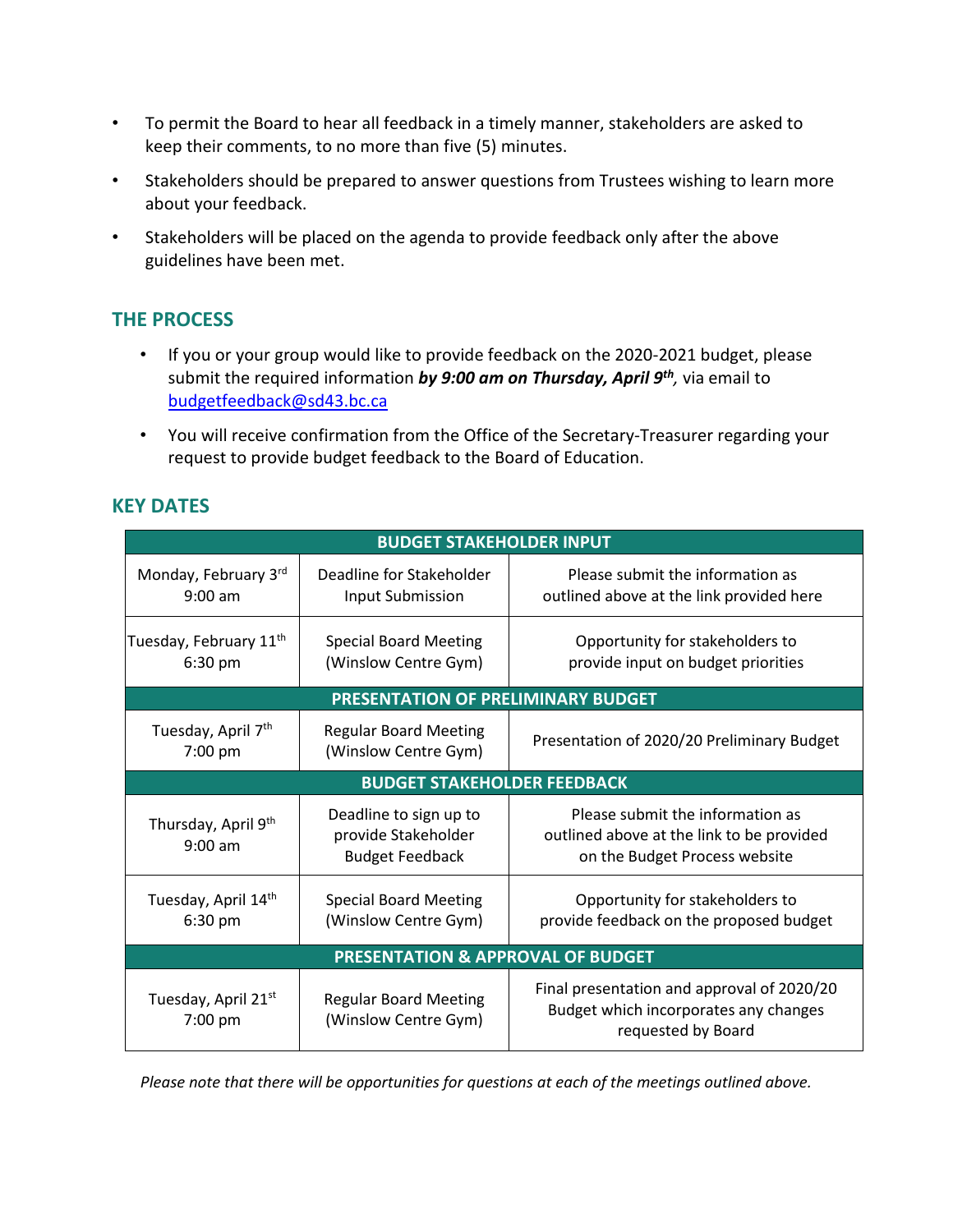- To permit the Board to hear all feedback in a timely manner, stakeholders are asked to keep their comments, to no more than five (5) minutes.
- Stakeholders should be prepared to answer questions from Trustees wishing to learn more about your feedback.
- Stakeholders will be placed on the agenda to provide feedback only after the above guidelines have been met.

## THE PROCESS

- If you or your group would like to provide feedback on the 2020-2021 budget, please submit the required information ***by 9:00 am on Thursday, April 9th***, via email to budgetfeedback@sd43.bc.ca
- You will receive confirmation from the Office of the Secretary-Treasurer regarding your request to provide budget feedback to the Board of Education.

## KEY DATES

| | | |
|---|---|---|
| **BUDGET STAKEHOLDER INPUT** | | |
| Monday, February 3rd 9:00 am | Deadline for Stakeholder Input Submission | Please submit the information as outlined above at the link provided here |
| Tuesday, February 11th 6:30 pm | Special Board Meeting (Winslow Centre Gym) | Opportunity for stakeholders to provide input on budget priorities |
| **PRESENTATION OF PRELIMINARY BUDGET** | | |
| Tuesday, April 7th 7:00 pm | Regular Board Meeting (Winslow Centre Gym) | Presentation of 2020/20 Preliminary Budget |
| **BUDGET STAKEHOLDER FEEDBACK** | | |
| Thursday, April 9th 9:00 am | Deadline to sign up to provide Stakeholder Budget Feedback | Please submit the information as outlined above at the link to be provided on the Budget Process website |
| Tuesday, April 14th 6:30 pm | Special Board Meeting (Winslow Centre Gym) | Opportunity for stakeholders to provide feedback on the proposed budget |
| **PRESENTATION & APPROVAL OF BUDGET** | | |
| Tuesday, April 21st 7:00 pm | Regular Board Meeting (Winslow Centre Gym) | Final presentation and approval of 2020/20 Budget which incorporates any changes requested by Board |

*Please note that there will be opportunities for questions at each of the meetings outlined above.*